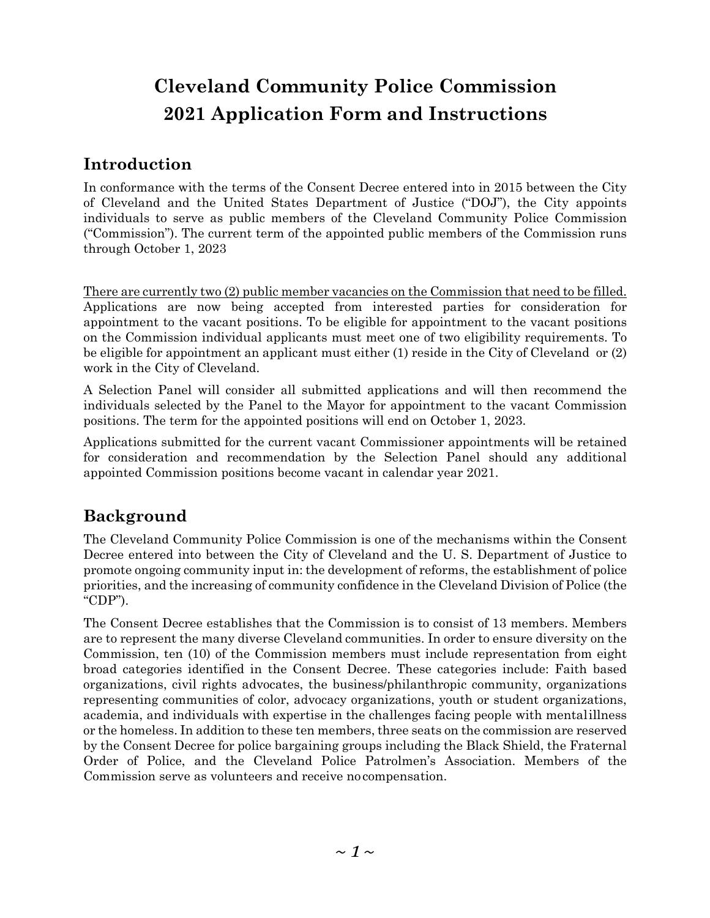# Cleveland Community Police Commission
# 2021 Application Form and Instructions

## Introduction

In conformance with the terms of the Consent Decree entered into in 2015 between the City of Cleveland and the United States Department of Justice ("DOJ"), the City appoints individuals to serve as public members of the Cleveland Community Police Commission ("Commission"). The current term of the appointed public members of the Commission runs through October 1, 2023

<u>There are currently two (2) public member vacancies on the Commission that need to be filled.</u> Applications are now being accepted from interested parties for consideration for appointment to the vacant positions. To be eligible for appointment to the vacant positions on the Commission individual applicants must meet one of two eligibility requirements. To be eligible for appointment an applicant must either (1) reside in the City of Cleveland or (2) work in the City of Cleveland.

A Selection Panel will consider all submitted applications and will then recommend the individuals selected by the Panel to the Mayor for appointment to the vacant Commission positions. The term for the appointed positions will end on October 1, 2023.

Applications submitted for the current vacant Commissioner appointments will be retained for consideration and recommendation by the Selection Panel should any additional appointed Commission positions become vacant in calendar year 2021.

## Background

The Cleveland Community Police Commission is one of the mechanisms within the Consent Decree entered into between the City of Cleveland and the U. S. Department of Justice to promote ongoing community input in: the development of reforms, the establishment of police priorities, and the increasing of community confidence in the Cleveland Division of Police (the "CDP").

The Consent Decree establishes that the Commission is to consist of 13 members. Members are to represent the many diverse Cleveland communities. In order to ensure diversity on the Commission, ten (10) of the Commission members must include representation from eight broad categories identified in the Consent Decree. These categories include: Faith based organizations, civil rights advocates, the business/philanthropic community, organizations representing communities of color, advocacy organizations, youth or student organizations, academia, and individuals with expertise in the challenges facing people with mental illness or the homeless. In addition to these ten members, three seats on the commission are reserved by the Consent Decree for police bargaining groups including the Black Shield, the Fraternal Order of Police, and the Cleveland Police Patrolmen's Association. Members of the Commission serve as volunteers and receive no compensation.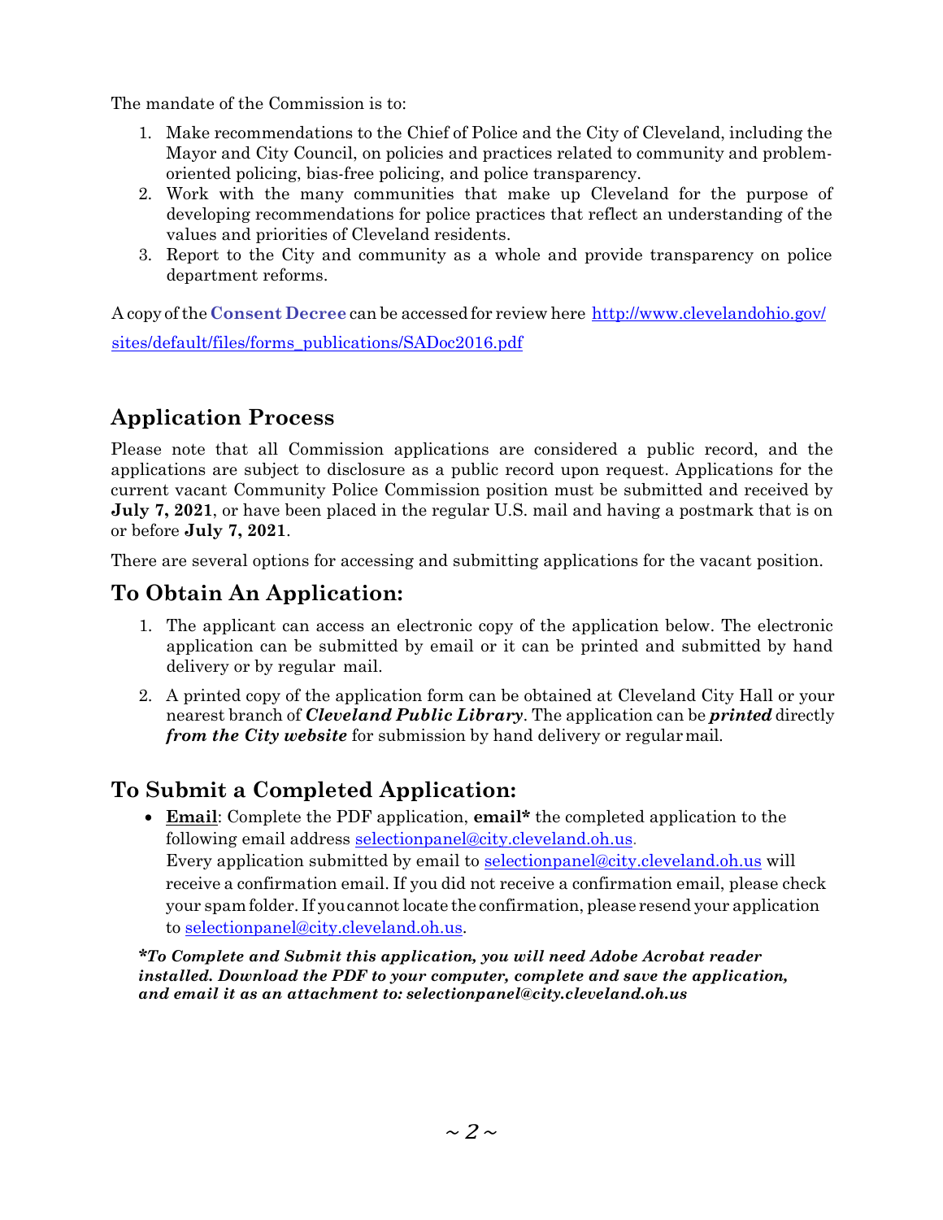The mandate of the Commission is to:

1. Make recommendations to the Chief of Police and the City of Cleveland, including the Mayor and City Council, on policies and practices related to community and problem-oriented policing, bias-free policing, and police transparency.
2. Work with the many communities that make up Cleveland for the purpose of developing recommendations for police practices that reflect an understanding of the values and priorities of Cleveland residents.
3. Report to the City and community as a whole and provide transparency on police department reforms.

A copy of the **Consent Decree** can be accessed for review here http://www.clevelandohio.gov/sites/default/files/forms_publications/SADoc2016.pdf

## Application Process

Please note that all Commission applications are considered a public record, and the applications are subject to disclosure as a public record upon request. Applications for the current vacant Community Police Commission position must be submitted and received by **July 7, 2021**, or have been placed in the regular U.S. mail and having a postmark that is on or before **July 7, 2021**.

There are several options for accessing and submitting applications for the vacant position.

## To Obtain An Application:

1. The applicant can access an electronic copy of the application below. The electronic application can be submitted by email or it can be printed and submitted by hand delivery or by regular mail.
2. A printed copy of the application form can be obtained at Cleveland City Hall or your nearest branch of ***Cleveland Public Library***. The application can be ***printed*** directly ***from the City website*** for submission by hand delivery or regular mail.

## To Submit a Completed Application:

- **Email**: Complete the PDF application, **email*** the completed application to the following email address selectionpanel@city.cleveland.oh.us.
  Every application submitted by email to selectionpanel@city.cleveland.oh.us will receive a confirmation email. If you did not receive a confirmation email, please check your spam folder. If you cannot locate the confirmation, please resend your application to selectionpanel@city.cleveland.oh.us.

***To Complete and Submit this application, you will need Adobe Acrobat reader installed. Download the PDF to your computer, complete and save the application, and email it as an attachment to: selectionpanel@city.cleveland.oh.us***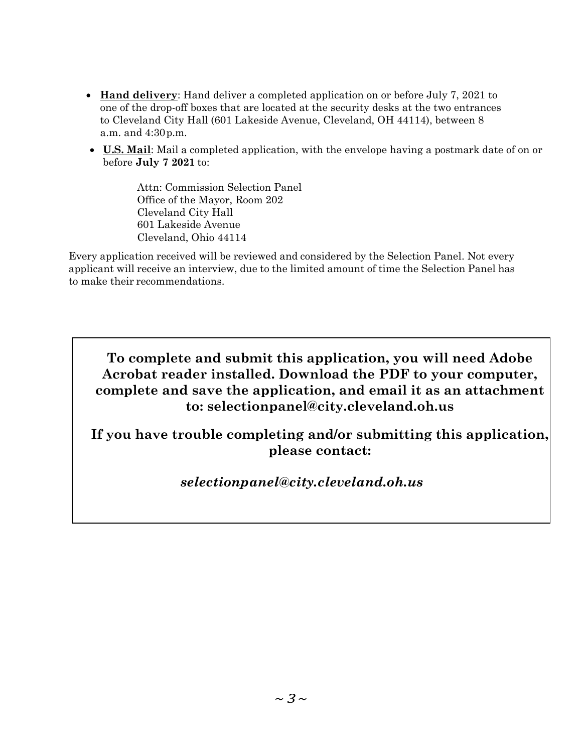- **Hand delivery**: Hand deliver a completed application on or before July 7, 2021 to one of the drop-off boxes that are located at the security desks at the two entrances to Cleveland City Hall (601 Lakeside Avenue, Cleveland, OH 44114), between 8 a.m. and 4:30 p.m.
- **U.S. Mail**: Mail a completed application, with the envelope having a postmark date of on or before **July 7 2021** to:

  Attn: Commission Selection Panel
  Office of the Mayor, Room 202
  Cleveland City Hall
  601 Lakeside Avenue
  Cleveland, Ohio 44114

Every application received will be reviewed and considered by the Selection Panel. Not every applicant will receive an interview, due to the limited amount of time the Selection Panel has to make their recommendations.

**To complete and submit this application, you will need Adobe Acrobat reader installed. Download the PDF to your computer, complete and save the application, and email it as an attachment to: selectionpanel@city.cleveland.oh.us**

**If you have trouble completing and/or submitting this application, please contact:**

***selectionpanel@city.cleveland.oh.us***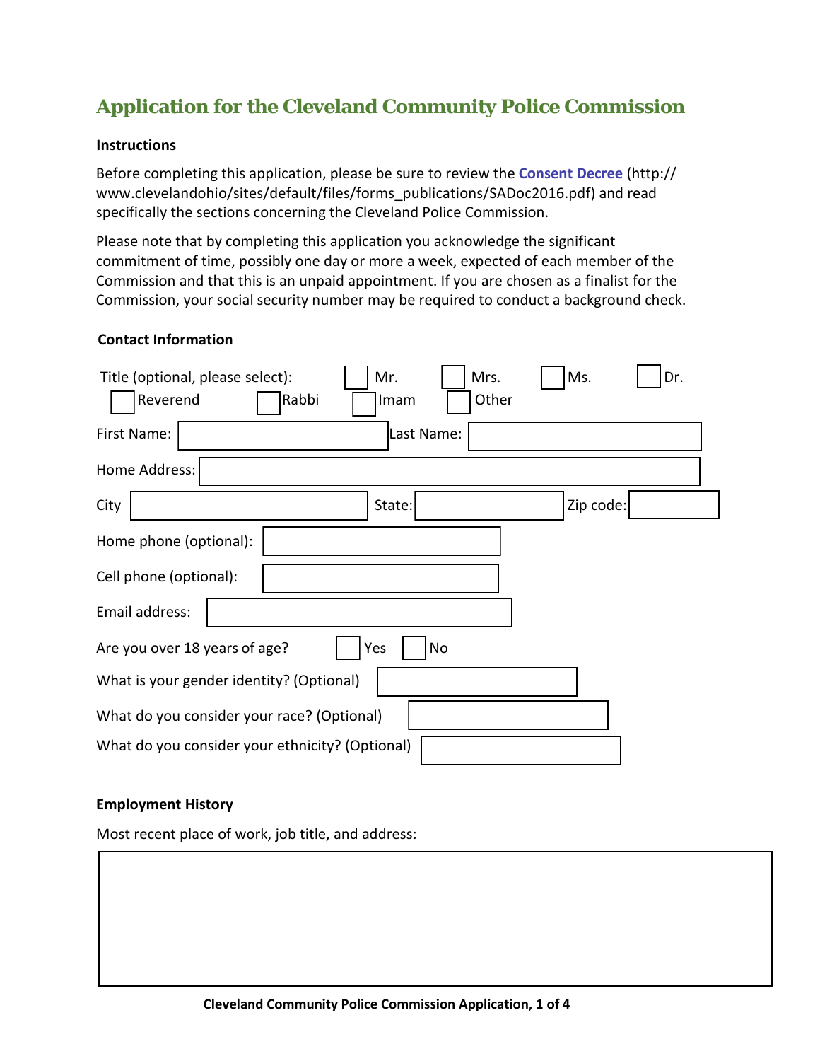# Application for the Cleveland Community Police Commission

**Instructions**

Before completing this application, please be sure to review the **Consent Decree** (http://www.clevelandohio/sites/default/files/forms_publications/SADoc2016.pdf) and read specifically the sections concerning the Cleveland Police Commission.

Please note that by completing this application you acknowledge the significant commitment of time, possibly one day or more a week, expected of each member of the Commission and that this is an unpaid appointment. If you are chosen as a finalist for the Commission, your social security number may be required to conduct a background check.

**Contact Information**

Title (optional, please select): ☐ Mr. ☐ Mrs. ☐ Ms. ☐ Dr. ☐ Reverend ☐ Rabbi ☐ Imam ☐ Other

First Name: ____________________ Last Name: ____________________

Home Address: ____________________

City ____________________ State: ____________________ Zip code: ____________________

Home phone (optional): ____________________

Cell phone (optional): ____________________

Email address: ____________________

Are you over 18 years of age? ☐ Yes ☐ No

What is your gender identity? (Optional) ____________________

What do you consider your race? (Optional) ____________________

What do you consider your ethnicity? (Optional) ____________________

**Employment History**

Most recent place of work, job title, and address:

____________________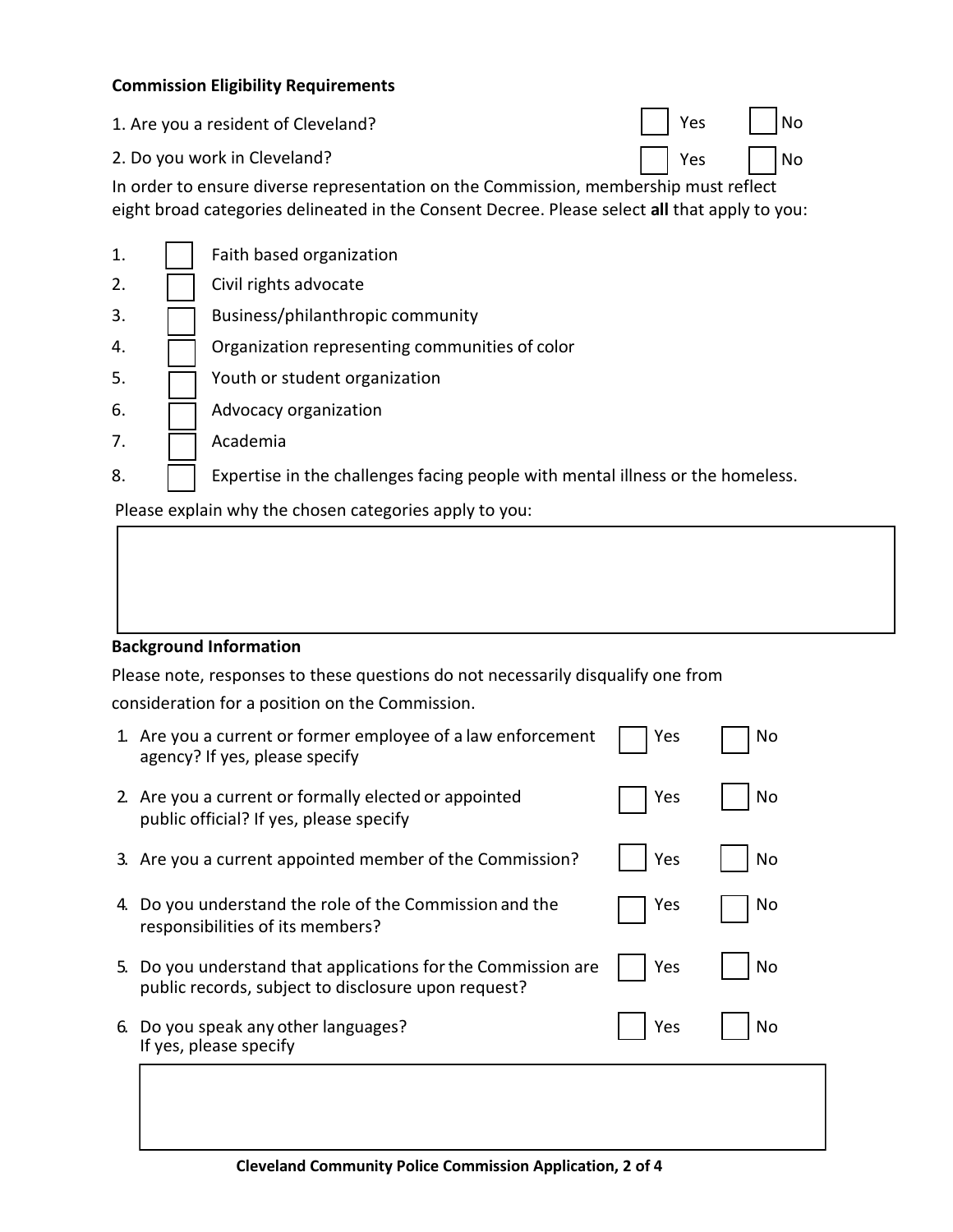**Commission Eligibility Requirements**

1. Are you a resident of Cleveland? ☐ Yes ☐ No

2. Do you work in Cleveland? ☐ Yes ☐ No

In order to ensure diverse representation on the Commission, membership must reflect eight broad categories delineated in the Consent Decree. Please select **all** that apply to you:

1. ☐ Faith based organization
2. ☐ Civil rights advocate
3. ☐ Business/philanthropic community
4. ☐ Organization representing communities of color
5. ☐ Youth or student organization
6. ☐ Advocacy organization
7. ☐ Academia
8. ☐ Expertise in the challenges facing people with mental illness or the homeless.

Please explain why the chosen categories apply to you:

**Background Information**

Please note, responses to these questions do not necessarily disqualify one from consideration for a position on the Commission.

1. Are you a current or former employee of a law enforcement agency? If yes, please specify ☐ Yes ☐ No
2. Are you a current or formally elected or appointed public official? If yes, please specify ☐ Yes ☐ No
3. Are you a current appointed member of the Commission? ☐ Yes ☐ No
4. Do you understand the role of the Commission and the responsibilities of its members? ☐ Yes ☐ No
5. Do you understand that applications for the Commission are public records, subject to disclosure upon request? ☐ Yes ☐ No
6. Do you speak any other languages? If yes, please specify ☐ Yes ☐ No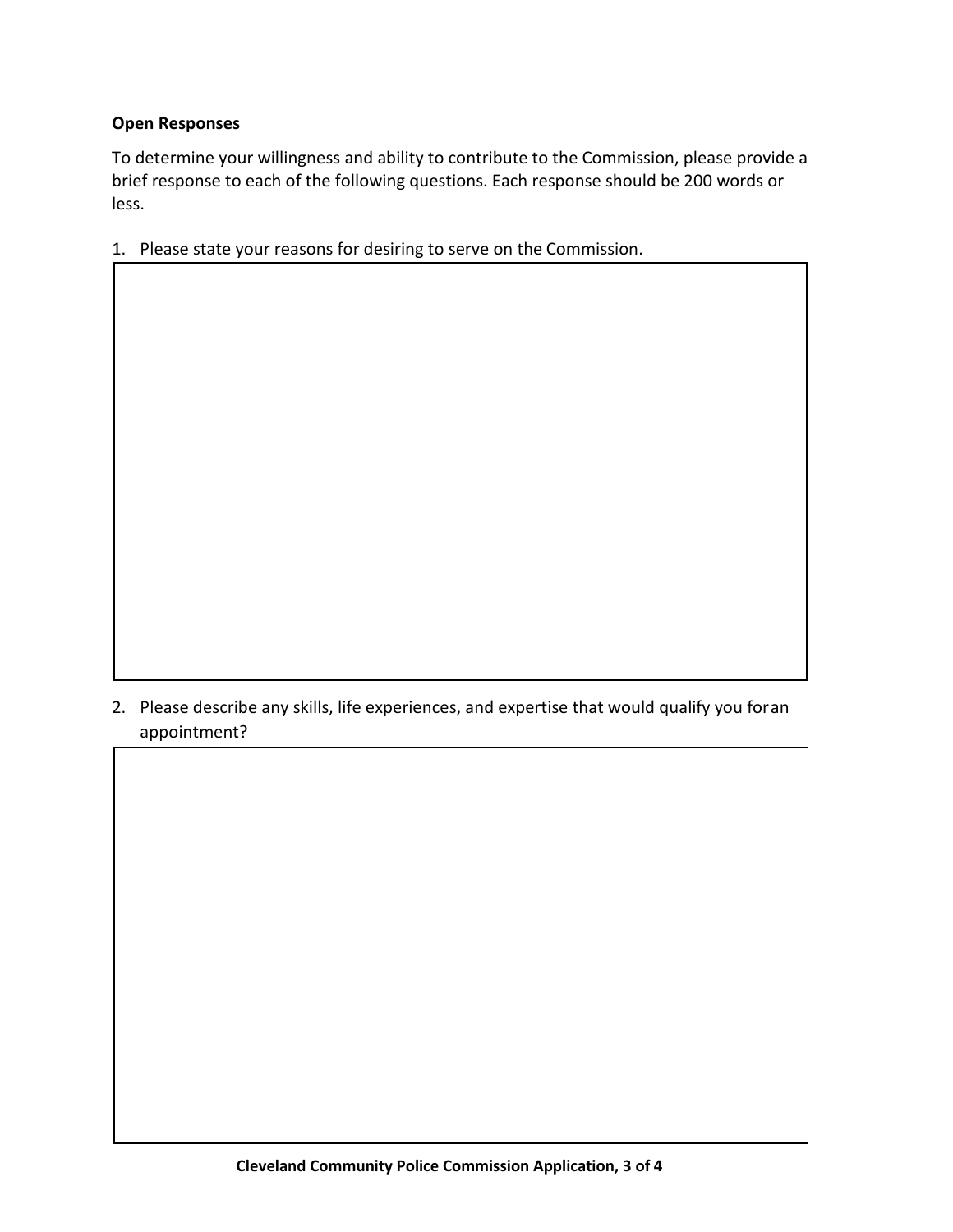**Open Responses**

To determine your willingness and ability to contribute to the Commission, please provide a brief response to each of the following questions. Each response should be 200 words or less.

1. Please state your reasons for desiring to serve on the Commission.

2. Please describe any skills, life experiences, and expertise that would qualify you foran appointment?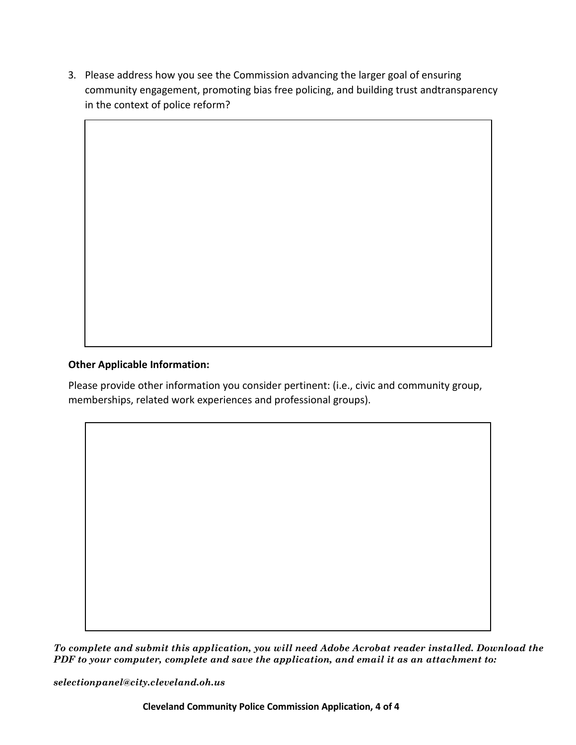3. Please address how you see the Commission advancing the larger goal of ensuring community engagement, promoting bias free policing, and building trust andtransparency in the context of police reform?

**Other Applicable Information:**

Please provide other information you consider pertinent: (i.e., civic and community group, memberships, related work experiences and professional groups).

***To complete and submit this application, you will need Adobe Acrobat reader installed. Download the PDF to your computer, complete and save the application, and email it as an attachment to:***

***selectionpanel@city.cleveland.oh.us***